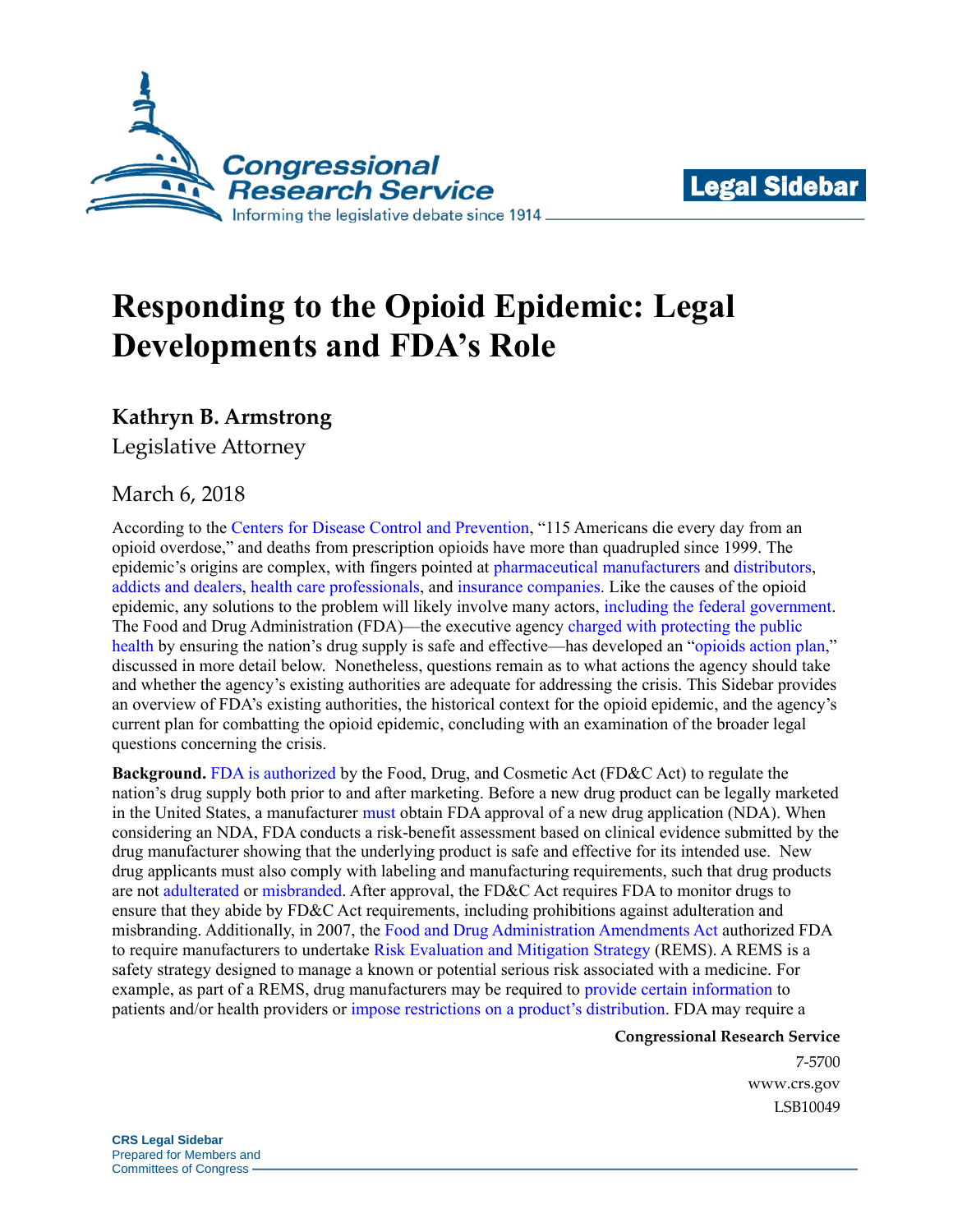Congressional Research Service

Informing the legislative debate since 1914

**Legal Sidebar**

# Responding to the Opioid Epidemic: Legal Developments and FDA's Role

**Kathryn B. Armstrong**

Legislative Attorney

March 6, 2018

According to the Centers for Disease Control and Prevention, "115 Americans die every day from an opioid overdose," and deaths from prescription opioids have more than quadrupled since 1999. The epidemic's origins are complex, with fingers pointed at pharmaceutical manufacturers and distributors, addicts and dealers, health care professionals, and insurance companies. Like the causes of the opioid epidemic, any solutions to the problem will likely involve many actors, including the federal government. The Food and Drug Administration (FDA)—the executive agency charged with protecting the public health by ensuring the nation's drug supply is safe and effective—has developed an "opioids action plan," discussed in more detail below. Nonetheless, questions remain as to what actions the agency should take and whether the agency's existing authorities are adequate for addressing the crisis. This Sidebar provides an overview of FDA's existing authorities, the historical context for the opioid epidemic, and the agency's current plan for combatting the opioid epidemic, concluding with an examination of the broader legal questions concerning the crisis.

**Background.** FDA is authorized by the Food, Drug, and Cosmetic Act (FD&C Act) to regulate the nation's drug supply both prior to and after marketing. Before a new drug product can be legally marketed in the United States, a manufacturer must obtain FDA approval of a new drug application (NDA). When considering an NDA, FDA conducts a risk-benefit assessment based on clinical evidence submitted by the drug manufacturer showing that the underlying product is safe and effective for its intended use. New drug applicants must also comply with labeling and manufacturing requirements, such that drug products are not adulterated or misbranded. After approval, the FD&C Act requires FDA to monitor drugs to ensure that they abide by FD&C Act requirements, including prohibitions against adulteration and misbranding. Additionally, in 2007, the Food and Drug Administration Amendments Act authorized FDA to require manufacturers to undertake Risk Evaluation and Mitigation Strategy (REMS). A REMS is a safety strategy designed to manage a known or potential serious risk associated with a medicine. For example, as part of a REMS, drug manufacturers may be required to provide certain information to patients and/or health providers or impose restrictions on a product's distribution. FDA may require a

**Congressional Research Service**

7-5700

www.crs.gov

LSB10049

**CRS Legal Sidebar**
Prepared for Members and
Committees of Congress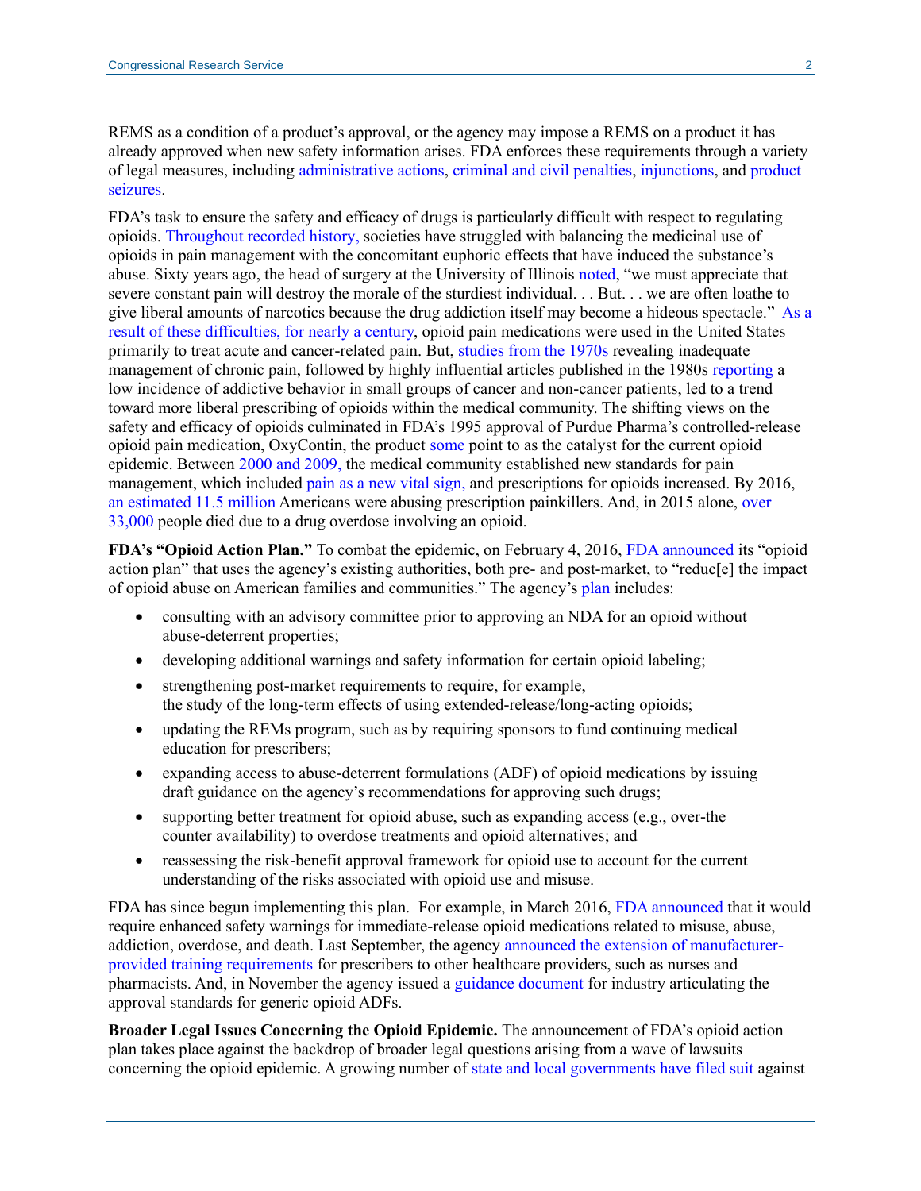REMS as a condition of a product's approval, or the agency may impose a REMS on a product it has already approved when new safety information arises. FDA enforces these requirements through a variety of legal measures, including administrative actions, criminal and civil penalties, injunctions, and product seizures.

FDA's task to ensure the safety and efficacy of drugs is particularly difficult with respect to regulating opioids. Throughout recorded history, societies have struggled with balancing the medicinal use of opioids in pain management with the concomitant euphoric effects that have induced the substance's abuse. Sixty years ago, the head of surgery at the University of Illinois noted, "we must appreciate that severe constant pain will destroy the morale of the sturdiest individual. . . But. . . we are often loathe to give liberal amounts of narcotics because the drug addiction itself may become a hideous spectacle." As a result of these difficulties, for nearly a century, opioid pain medications were used in the United States primarily to treat acute and cancer-related pain. But, studies from the 1970s revealing inadequate management of chronic pain, followed by highly influential articles published in the 1980s reporting a low incidence of addictive behavior in small groups of cancer and non-cancer patients, led to a trend toward more liberal prescribing of opioids within the medical community. The shifting views on the safety and efficacy of opioids culminated in FDA's 1995 approval of Purdue Pharma's controlled-release opioid pain medication, OxyContin, the product some point to as the catalyst for the current opioid epidemic. Between 2000 and 2009, the medical community established new standards for pain management, which included pain as a new vital sign, and prescriptions for opioids increased. By 2016, an estimated 11.5 million Americans were abusing prescription painkillers. And, in 2015 alone, over 33,000 people died due to a drug overdose involving an opioid.

**FDA's "Opioid Action Plan."** To combat the epidemic, on February 4, 2016, FDA announced its "opioid action plan" that uses the agency's existing authorities, both pre- and post-market, to "reduc[e] the impact of opioid abuse on American families and communities." The agency's plan includes:

- consulting with an advisory committee prior to approving an NDA for an opioid without abuse-deterrent properties;
- developing additional warnings and safety information for certain opioid labeling;
- strengthening post-market requirements to require, for example, the study of the long-term effects of using extended-release/long-acting opioids;
- updating the REMs program, such as by requiring sponsors to fund continuing medical education for prescribers;
- expanding access to abuse-deterrent formulations (ADF) of opioid medications by issuing draft guidance on the agency's recommendations for approving such drugs;
- supporting better treatment for opioid abuse, such as expanding access (e.g., over-the counter availability) to overdose treatments and opioid alternatives; and
- reassessing the risk-benefit approval framework for opioid use to account for the current understanding of the risks associated with opioid use and misuse.

FDA has since begun implementing this plan. For example, in March 2016, FDA announced that it would require enhanced safety warnings for immediate-release opioid medications related to misuse, abuse, addiction, overdose, and death. Last September, the agency announced the extension of manufacturer-provided training requirements for prescribers to other healthcare providers, such as nurses and pharmacists. And, in November the agency issued a guidance document for industry articulating the approval standards for generic opioid ADFs.

**Broader Legal Issues Concerning the Opioid Epidemic.** The announcement of FDA's opioid action plan takes place against the backdrop of broader legal questions arising from a wave of lawsuits concerning the opioid epidemic. A growing number of state and local governments have filed suit against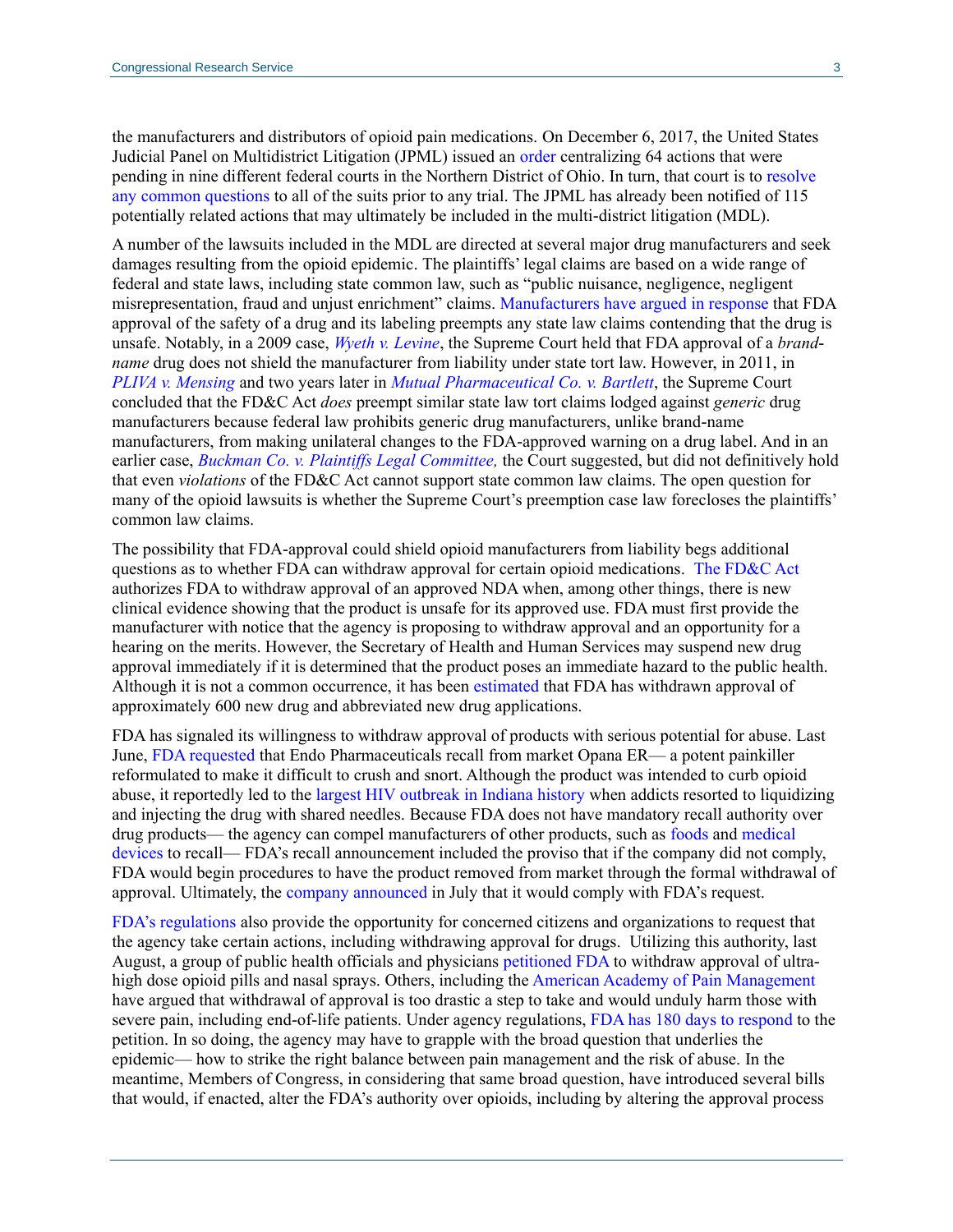the manufacturers and distributors of opioid pain medications. On December 6, 2017, the United States Judicial Panel on Multidistrict Litigation (JPML) issued an order centralizing 64 actions that were pending in nine different federal courts in the Northern District of Ohio. In turn, that court is to resolve any common questions to all of the suits prior to any trial. The JPML has already been notified of 115 potentially related actions that may ultimately be included in the multi-district litigation (MDL).

A number of the lawsuits included in the MDL are directed at several major drug manufacturers and seek damages resulting from the opioid epidemic. The plaintiffs' legal claims are based on a wide range of federal and state laws, including state common law, such as "public nuisance, negligence, negligent misrepresentation, fraud and unjust enrichment" claims. Manufacturers have argued in response that FDA approval of the safety of a drug and its labeling preempts any state law claims contending that the drug is unsafe. Notably, in a 2009 case, *Wyeth v. Levine*, the Supreme Court held that FDA approval of a *brand-name* drug does not shield the manufacturer from liability under state tort law. However, in 2011, in *PLIVA v. Mensing* and two years later in *Mutual Pharmaceutical Co. v. Bartlett*, the Supreme Court concluded that the FD&C Act *does* preempt similar state law tort claims lodged against *generic* drug manufacturers because federal law prohibits generic drug manufacturers, unlike brand-name manufacturers, from making unilateral changes to the FDA-approved warning on a drug label. And in an earlier case, *Buckman Co. v. Plaintiffs Legal Committee,* the Court suggested, but did not definitively hold that even *violations* of the FD&C Act cannot support state common law claims. The open question for many of the opioid lawsuits is whether the Supreme Court's preemption case law forecloses the plaintiffs' common law claims.

The possibility that FDA-approval could shield opioid manufacturers from liability begs additional questions as to whether FDA can withdraw approval for certain opioid medications. The FD&C Act authorizes FDA to withdraw approval of an approved NDA when, among other things, there is new clinical evidence showing that the product is unsafe for its approved use. FDA must first provide the manufacturer with notice that the agency is proposing to withdraw approval and an opportunity for a hearing on the merits. However, the Secretary of Health and Human Services may suspend new drug approval immediately if it is determined that the product poses an immediate hazard to the public health. Although it is not a common occurrence, it has been estimated that FDA has withdrawn approval of approximately 600 new drug and abbreviated new drug applications.

FDA has signaled its willingness to withdraw approval of products with serious potential for abuse. Last June, FDA requested that Endo Pharmaceuticals recall from market Opana ER— a potent painkiller reformulated to make it difficult to crush and snort. Although the product was intended to curb opioid abuse, it reportedly led to the largest HIV outbreak in Indiana history when addicts resorted to liquidizing and injecting the drug with shared needles. Because FDA does not have mandatory recall authority over drug products— the agency can compel manufacturers of other products, such as foods and medical devices to recall— FDA's recall announcement included the proviso that if the company did not comply, FDA would begin procedures to have the product removed from market through the formal withdrawal of approval. Ultimately, the company announced in July that it would comply with FDA's request.

FDA's regulations also provide the opportunity for concerned citizens and organizations to request that the agency take certain actions, including withdrawing approval for drugs. Utilizing this authority, last August, a group of public health officials and physicians petitioned FDA to withdraw approval of ultra-high dose opioid pills and nasal sprays. Others, including the American Academy of Pain Management have argued that withdrawal of approval is too drastic a step to take and would unduly harm those with severe pain, including end-of-life patients. Under agency regulations, FDA has 180 days to respond to the petition. In so doing, the agency may have to grapple with the broad question that underlies the epidemic— how to strike the right balance between pain management and the risk of abuse. In the meantime, Members of Congress, in considering that same broad question, have introduced several bills that would, if enacted, alter the FDA's authority over opioids, including by altering the approval process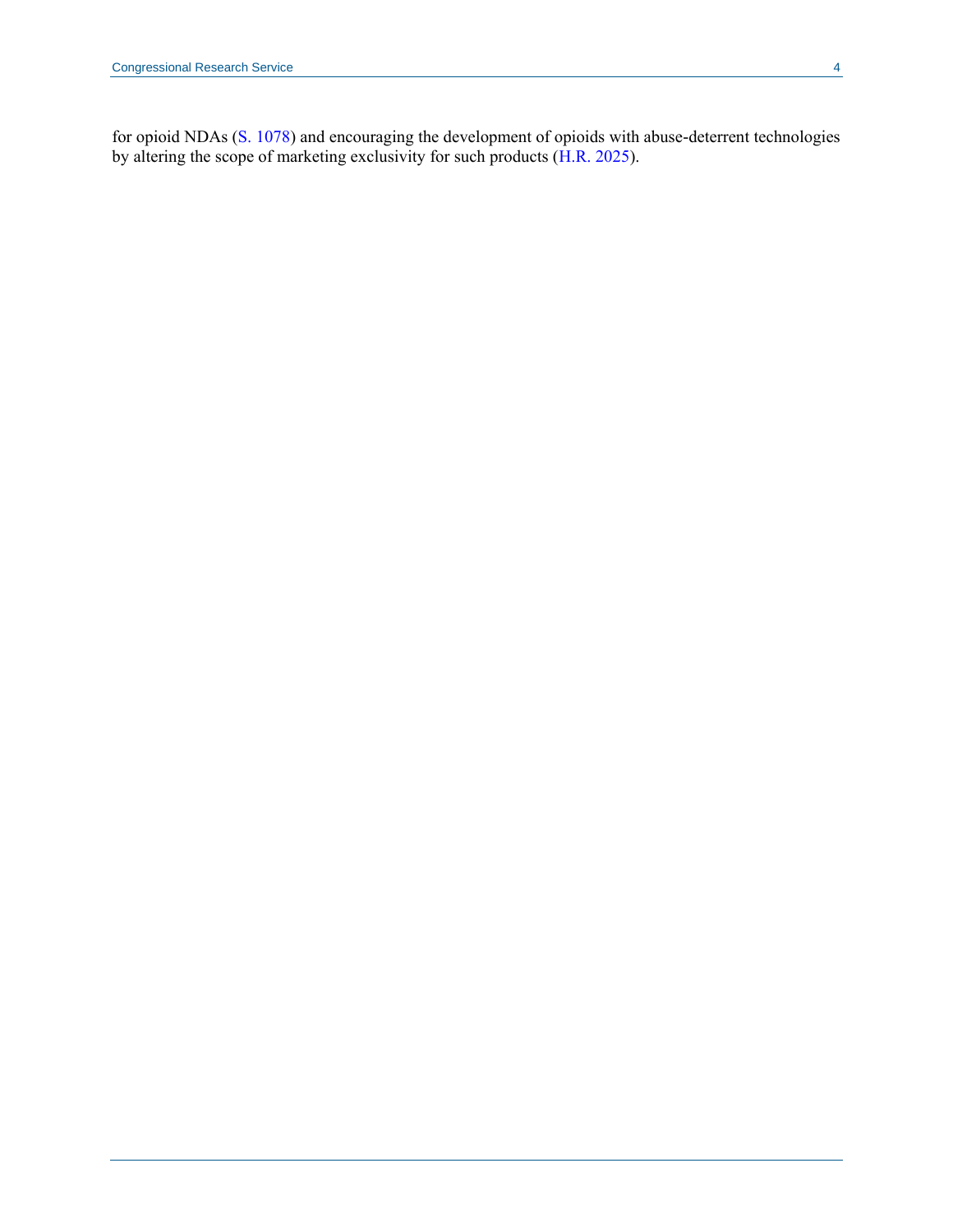for opioid NDAs (S. 1078) and encouraging the development of opioids with abuse-deterrent technologies by altering the scope of marketing exclusivity for such products (H.R. 2025).